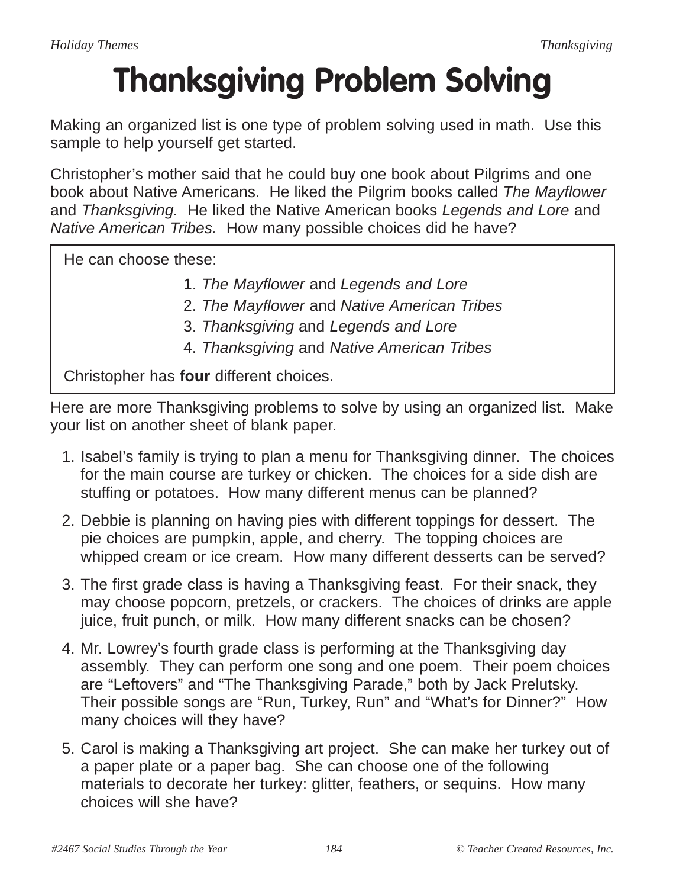# Thanksgiving Problem Solving

Making an organized list is one type of problem solving used in math. Use this sample to help yourself get started.

Christopher's mother said that he could buy one book about Pilgrims and one book about Native Americans. He liked the Pilgrim books called *The Mayflower* and *Thanksgiving.* He liked the Native American books *Legends and Lore* and *Native American Tribes.* How many possible choices did he have?

> He can choose these:
>
> 1. *The Mayflower* and *Legends and Lore*
> 2. *The Mayflower* and *Native American Tribes*
> 3. *Thanksgiving* and *Legends and Lore*
> 4. *Thanksgiving* and *Native American Tribes*
>
> Christopher has **four** different choices.

Here are more Thanksgiving problems to solve by using an organized list. Make your list on another sheet of blank paper.

1. Isabel's family is trying to plan a menu for Thanksgiving dinner. The choices for the main course are turkey or chicken. The choices for a side dish are stuffing or potatoes. How many different menus can be planned?
2. Debbie is planning on having pies with different toppings for dessert. The pie choices are pumpkin, apple, and cherry. The topping choices are whipped cream or ice cream. How many different desserts can be served?
3. The first grade class is having a Thanksgiving feast. For their snack, they may choose popcorn, pretzels, or crackers. The choices of drinks are apple juice, fruit punch, or milk. How many different snacks can be chosen?
4. Mr. Lowrey's fourth grade class is performing at the Thanksgiving day assembly. They can perform one song and one poem. Their poem choices are "Leftovers" and "The Thanksgiving Parade," both by Jack Prelutsky. Their possible songs are "Run, Turkey, Run" and "What's for Dinner?" How many choices will they have?
5. Carol is making a Thanksgiving art project. She can make her turkey out of a paper plate or a paper bag. She can choose one of the following materials to decorate her turkey: glitter, feathers, or sequins. How many choices will she have?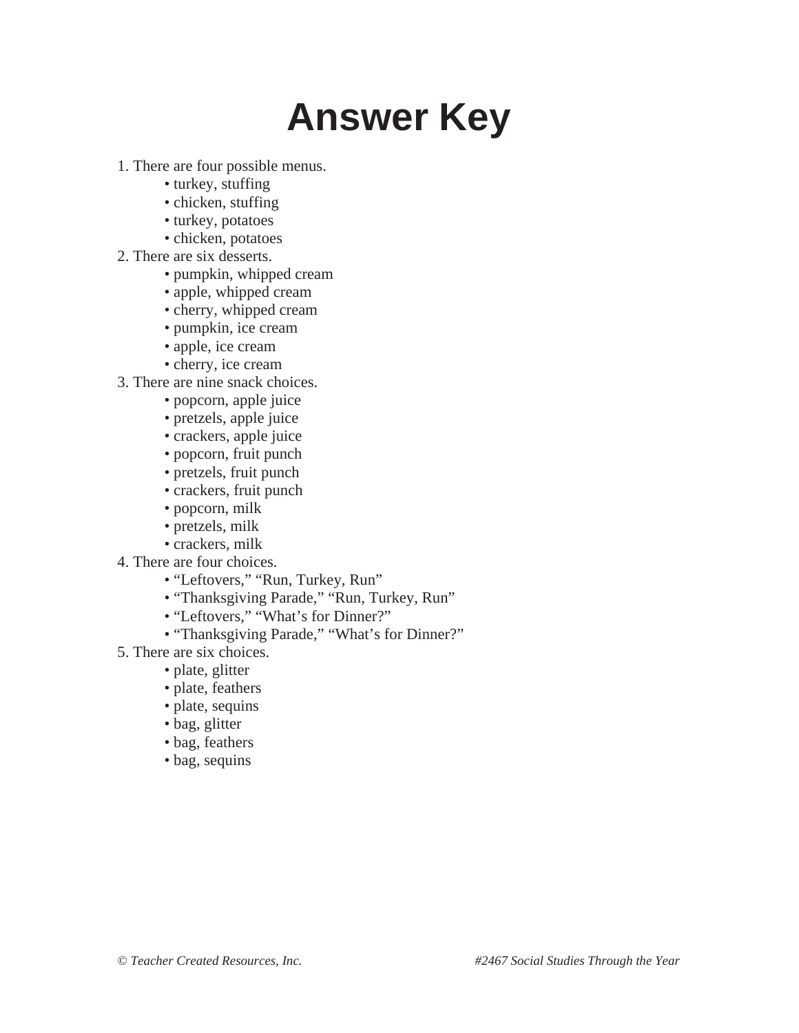# Answer Key

1. There are four possible menus.
    - turkey, stuffing
    - chicken, stuffing
    - turkey, potatoes
    - chicken, potatoes
2. There are six desserts.
    - pumpkin, whipped cream
    - apple, whipped cream
    - cherry, whipped cream
    - pumpkin, ice cream
    - apple, ice cream
    - cherry, ice cream
3. There are nine snack choices.
    - popcorn, apple juice
    - pretzels, apple juice
    - crackers, apple juice
    - popcorn, fruit punch
    - pretzels, fruit punch
    - crackers, fruit punch
    - popcorn, milk
    - pretzels, milk
    - crackers, milk
4. There are four choices.
    - "Leftovers," "Run, Turkey, Run"
    - "Thanksgiving Parade," "Run, Turkey, Run"
    - "Leftovers," "What's for Dinner?"
    - "Thanksgiving Parade," "What's for Dinner?"
5. There are six choices.
    - plate, glitter
    - plate, feathers
    - plate, sequins
    - bag, glitter
    - bag, feathers
    - bag, sequins